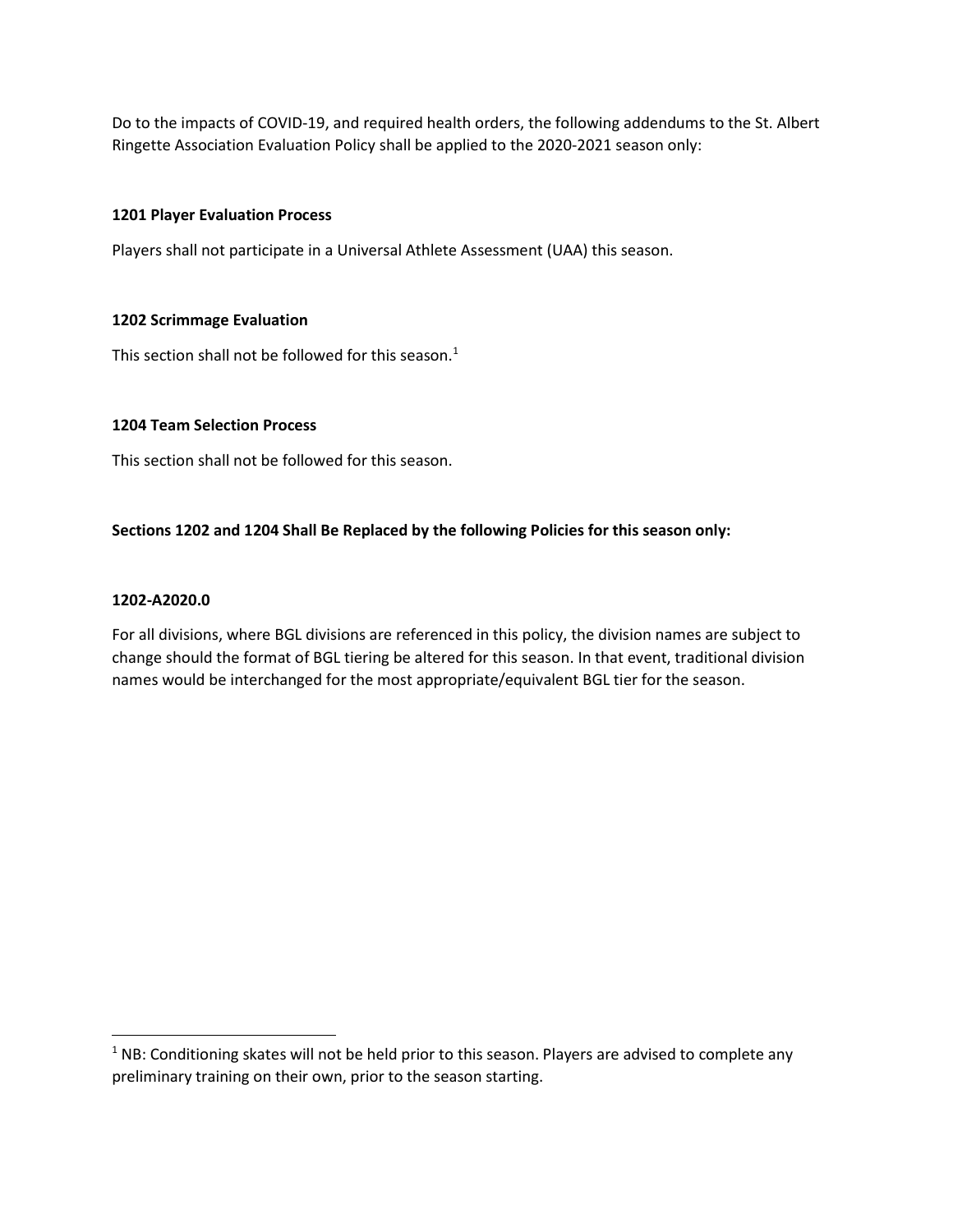Do to the impacts of COVID-19, and required health orders, the following addendums to the St. Albert Ringette Association Evaluation Policy shall be applied to the 2020-2021 season only:

**1201 Player Evaluation Process**

Players shall not participate in a Universal Athlete Assessment (UAA) this season.

**1202 Scrimmage Evaluation**

This section shall not be followed for this season.[1]

**1204 Team Selection Process**

This section shall not be followed for this season.

**Sections 1202 and 1204 Shall Be Replaced by the following Policies for this season only:**

**1202-A2020.0**

For all divisions, where BGL divisions are referenced in this policy, the division names are subject to change should the format of BGL tiering be altered for this season. In that event, traditional division names would be interchanged for the most appropriate/equivalent BGL tier for the season.

---

[1] NB: Conditioning skates will not be held prior to this season. Players are advised to complete any preliminary training on their own, prior to the season starting.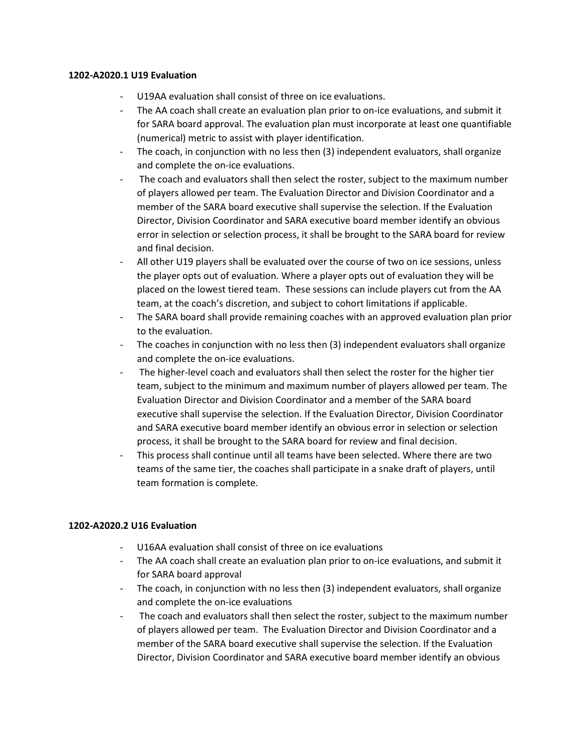**1202-A2020.1 U19 Evaluation**

- U19AA evaluation shall consist of three on ice evaluations.
- The AA coach shall create an evaluation plan prior to on-ice evaluations, and submit it for SARA board approval. The evaluation plan must incorporate at least one quantifiable (numerical) metric to assist with player identification.
- The coach, in conjunction with no less then (3) independent evaluators, shall organize and complete the on-ice evaluations.
- The coach and evaluators shall then select the roster, subject to the maximum number of players allowed per team. The Evaluation Director and Division Coordinator and a member of the SARA board executive shall supervise the selection. If the Evaluation Director, Division Coordinator and SARA executive board member identify an obvious error in selection or selection process, it shall be brought to the SARA board for review and final decision.
- All other U19 players shall be evaluated over the course of two on ice sessions, unless the player opts out of evaluation. Where a player opts out of evaluation they will be placed on the lowest tiered team. These sessions can include players cut from the AA team, at the coach's discretion, and subject to cohort limitations if applicable.
- The SARA board shall provide remaining coaches with an approved evaluation plan prior to the evaluation.
- The coaches in conjunction with no less then (3) independent evaluators shall organize and complete the on-ice evaluations.
- The higher-level coach and evaluators shall then select the roster for the higher tier team, subject to the minimum and maximum number of players allowed per team. The Evaluation Director and Division Coordinator and a member of the SARA board executive shall supervise the selection. If the Evaluation Director, Division Coordinator and SARA executive board member identify an obvious error in selection or selection process, it shall be brought to the SARA board for review and final decision.
- This process shall continue until all teams have been selected. Where there are two teams of the same tier, the coaches shall participate in a snake draft of players, until team formation is complete.

**1202-A2020.2 U16 Evaluation**

- U16AA evaluation shall consist of three on ice evaluations
- The AA coach shall create an evaluation plan prior to on-ice evaluations, and submit it for SARA board approval
- The coach, in conjunction with no less then (3) independent evaluators, shall organize and complete the on-ice evaluations
- The coach and evaluators shall then select the roster, subject to the maximum number of players allowed per team. The Evaluation Director and Division Coordinator and a member of the SARA board executive shall supervise the selection. If the Evaluation Director, Division Coordinator and SARA executive board member identify an obvious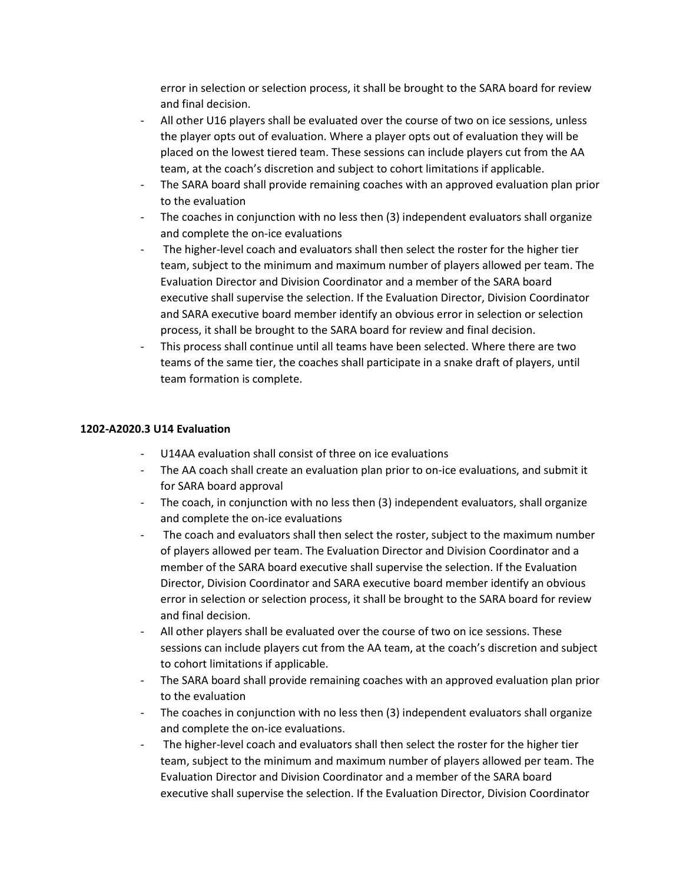error in selection or selection process, it shall be brought to the SARA board for review and final decision.

- All other U16 players shall be evaluated over the course of two on ice sessions, unless the player opts out of evaluation. Where a player opts out of evaluation they will be placed on the lowest tiered team. These sessions can include players cut from the AA team, at the coach's discretion and subject to cohort limitations if applicable.
- The SARA board shall provide remaining coaches with an approved evaluation plan prior to the evaluation
- The coaches in conjunction with no less then (3) independent evaluators shall organize and complete the on-ice evaluations
- The higher-level coach and evaluators shall then select the roster for the higher tier team, subject to the minimum and maximum number of players allowed per team. The Evaluation Director and Division Coordinator and a member of the SARA board executive shall supervise the selection. If the Evaluation Director, Division Coordinator and SARA executive board member identify an obvious error in selection or selection process, it shall be brought to the SARA board for review and final decision.
- This process shall continue until all teams have been selected. Where there are two teams of the same tier, the coaches shall participate in a snake draft of players, until team formation is complete.

**1202-A2020.3 U14 Evaluation**

- U14AA evaluation shall consist of three on ice evaluations
- The AA coach shall create an evaluation plan prior to on-ice evaluations, and submit it for SARA board approval
- The coach, in conjunction with no less then (3) independent evaluators, shall organize and complete the on-ice evaluations
- The coach and evaluators shall then select the roster, subject to the maximum number of players allowed per team. The Evaluation Director and Division Coordinator and a member of the SARA board executive shall supervise the selection. If the Evaluation Director, Division Coordinator and SARA executive board member identify an obvious error in selection or selection process, it shall be brought to the SARA board for review and final decision.
- All other players shall be evaluated over the course of two on ice sessions. These sessions can include players cut from the AA team, at the coach's discretion and subject to cohort limitations if applicable.
- The SARA board shall provide remaining coaches with an approved evaluation plan prior to the evaluation
- The coaches in conjunction with no less then (3) independent evaluators shall organize and complete the on-ice evaluations.
- The higher-level coach and evaluators shall then select the roster for the higher tier team, subject to the minimum and maximum number of players allowed per team. The Evaluation Director and Division Coordinator and a member of the SARA board executive shall supervise the selection. If the Evaluation Director, Division Coordinator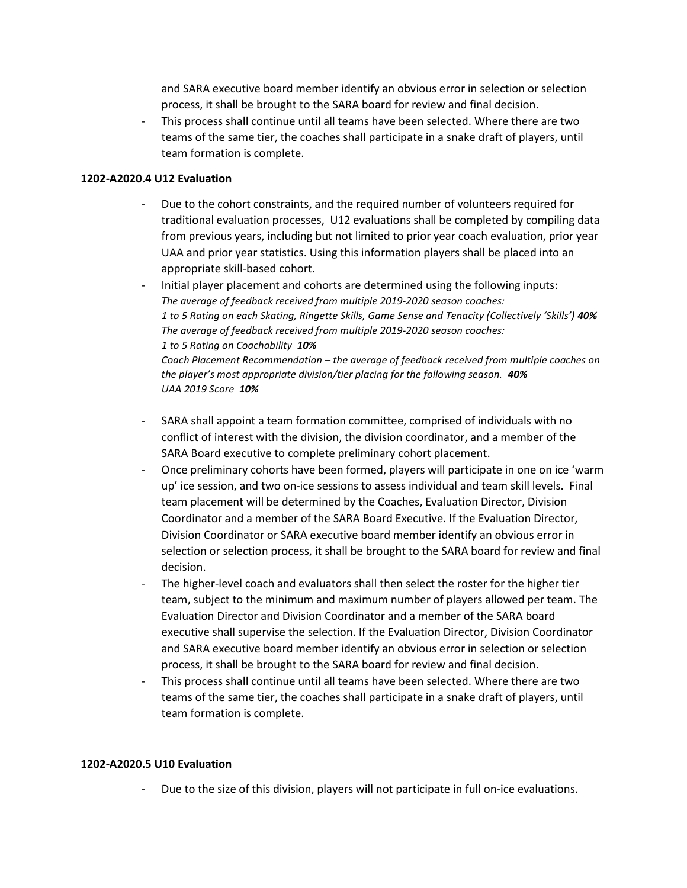and SARA executive board member identify an obvious error in selection or selection process, it shall be brought to the SARA board for review and final decision.

- This process shall continue until all teams have been selected. Where there are two teams of the same tier, the coaches shall participate in a snake draft of players, until team formation is complete.

**1202-A2020.4 U12 Evaluation**

- Due to the cohort constraints, and the required number of volunteers required for traditional evaluation processes, U12 evaluations shall be completed by compiling data from previous years, including but not limited to prior year coach evaluation, prior year UAA and prior year statistics. Using this information players shall be placed into an appropriate skill-based cohort.
- Initial player placement and cohorts are determined using the following inputs:
  *The average of feedback received from multiple 2019-2020 season coaches:*
  *1 to 5 Rating on each Skating, Ringette Skills, Game Sense and Tenacity (Collectively 'Skills')* ***40%***
  *The average of feedback received from multiple 2019-2020 season coaches:*
  *1 to 5 Rating on Coachability* ***10%***
  *Coach Placement Recommendation – the average of feedback received from multiple coaches on the player's most appropriate division/tier placing for the following season.* ***40%***
  *UAA 2019 Score* ***10%***

- SARA shall appoint a team formation committee, comprised of individuals with no conflict of interest with the division, the division coordinator, and a member of the SARA Board executive to complete preliminary cohort placement.
- Once preliminary cohorts have been formed, players will participate in one on ice 'warm up' ice session, and two on-ice sessions to assess individual and team skill levels. Final team placement will be determined by the Coaches, Evaluation Director, Division Coordinator and a member of the SARA Board Executive. If the Evaluation Director, Division Coordinator or SARA executive board member identify an obvious error in selection or selection process, it shall be brought to the SARA board for review and final decision.
- The higher-level coach and evaluators shall then select the roster for the higher tier team, subject to the minimum and maximum number of players allowed per team. The Evaluation Director and Division Coordinator and a member of the SARA board executive shall supervise the selection. If the Evaluation Director, Division Coordinator and SARA executive board member identify an obvious error in selection or selection process, it shall be brought to the SARA board for review and final decision.
- This process shall continue until all teams have been selected. Where there are two teams of the same tier, the coaches shall participate in a snake draft of players, until team formation is complete.

**1202-A2020.5 U10 Evaluation**

- Due to the size of this division, players will not participate in full on-ice evaluations.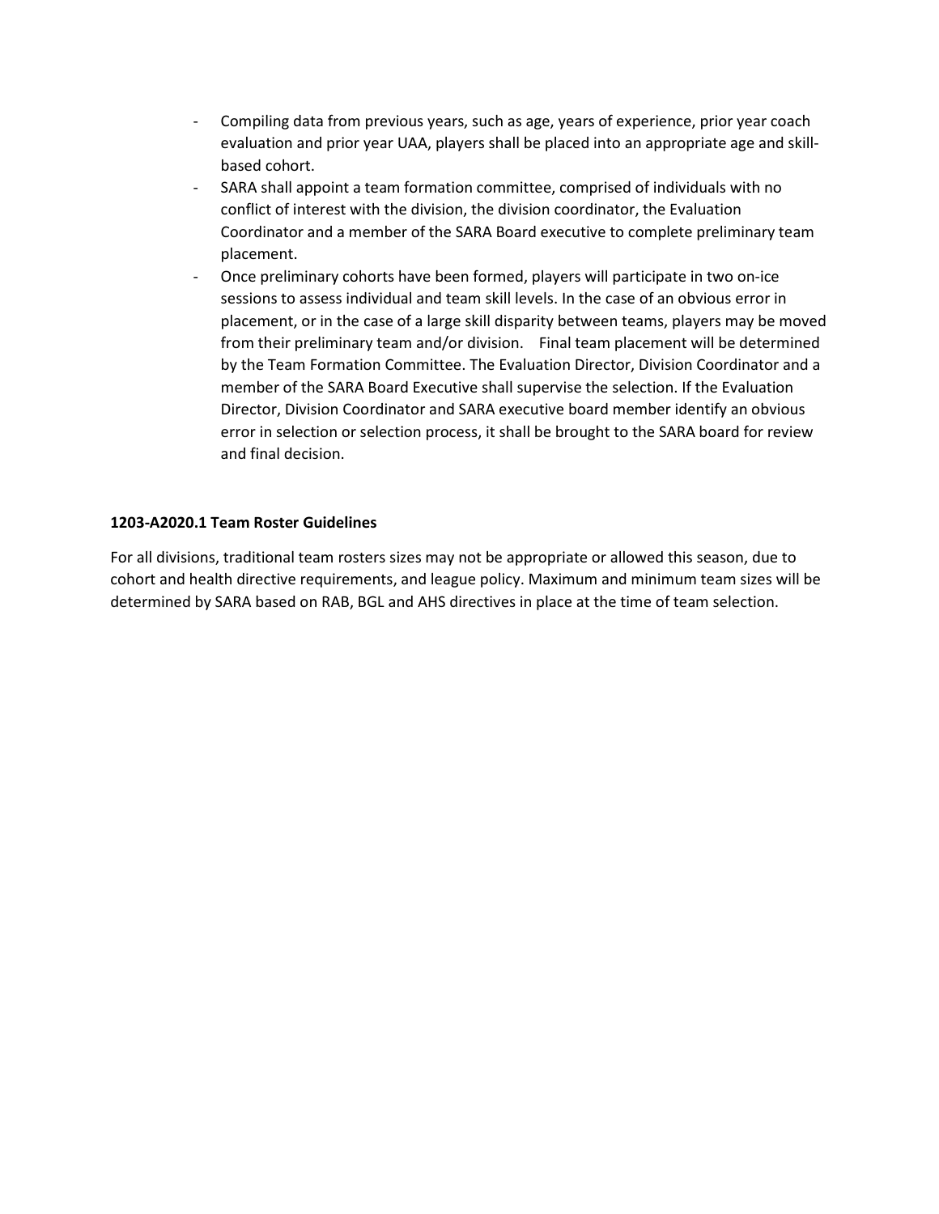- Compiling data from previous years, such as age, years of experience, prior year coach evaluation and prior year UAA, players shall be placed into an appropriate age and skill-based cohort.
- SARA shall appoint a team formation committee, comprised of individuals with no conflict of interest with the division, the division coordinator, the Evaluation Coordinator and a member of the SARA Board executive to complete preliminary team placement.
- Once preliminary cohorts have been formed, players will participate in two on-ice sessions to assess individual and team skill levels. In the case of an obvious error in placement, or in the case of a large skill disparity between teams, players may be moved from their preliminary team and/or division. Final team placement will be determined by the Team Formation Committee. The Evaluation Director, Division Coordinator and a member of the SARA Board Executive shall supervise the selection. If the Evaluation Director, Division Coordinator and SARA executive board member identify an obvious error in selection or selection process, it shall be brought to the SARA board for review and final decision.

**1203-A2020.1 Team Roster Guidelines**

For all divisions, traditional team rosters sizes may not be appropriate or allowed this season, due to cohort and health directive requirements, and league policy. Maximum and minimum team sizes will be determined by SARA based on RAB, BGL and AHS directives in place at the time of team selection.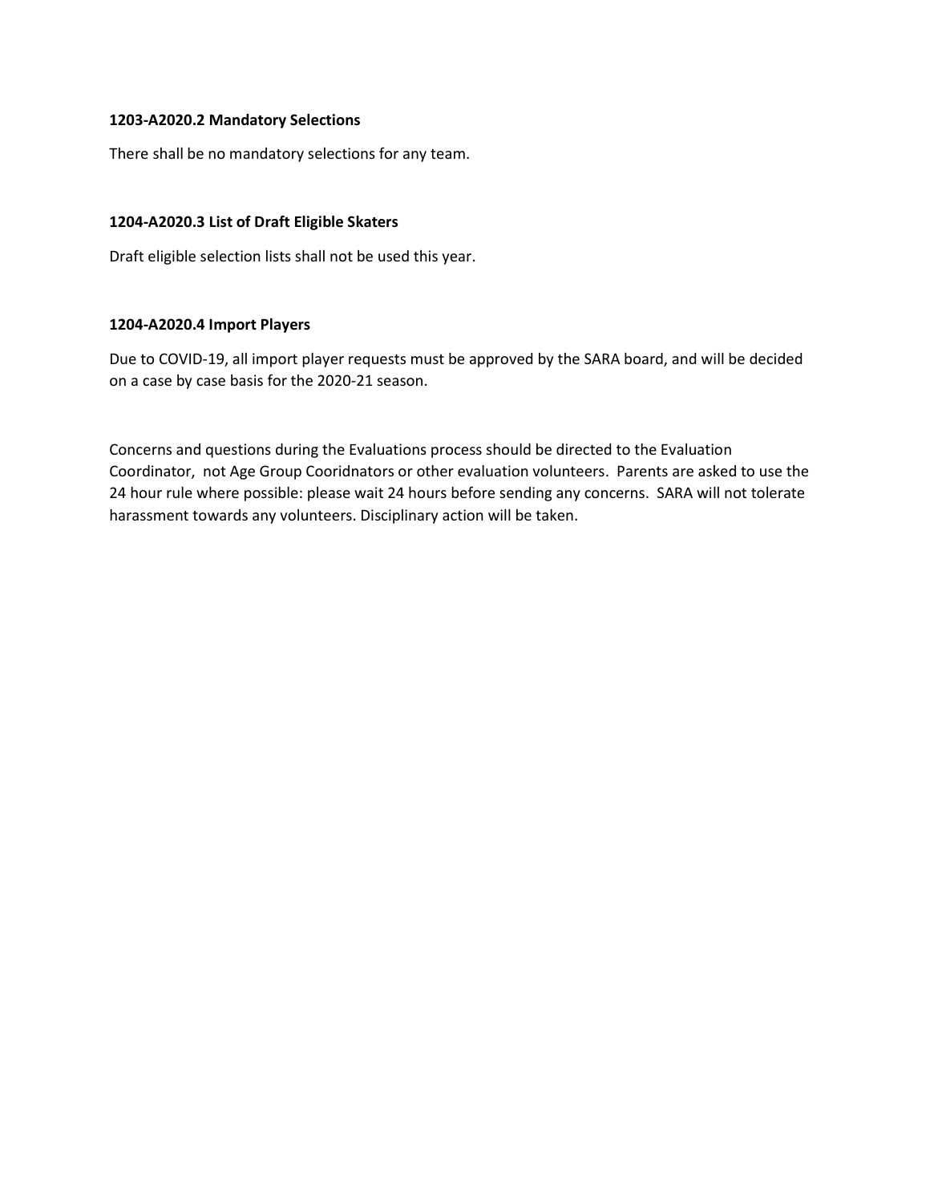**1203-A2020.2 Mandatory Selections**

There shall be no mandatory selections for any team.

**1204-A2020.3 List of Draft Eligible Skaters**

Draft eligible selection lists shall not be used this year.

**1204-A2020.4 Import Players**

Due to COVID-19, all import player requests must be approved by the SARA board, and will be decided on a case by case basis for the 2020-21 season.

Concerns and questions during the Evaluations process should be directed to the Evaluation Coordinator, not Age Group Cooridnators or other evaluation volunteers. Parents are asked to use the 24 hour rule where possible: please wait 24 hours before sending any concerns. SARA will not tolerate harassment towards any volunteers. Disciplinary action will be taken.